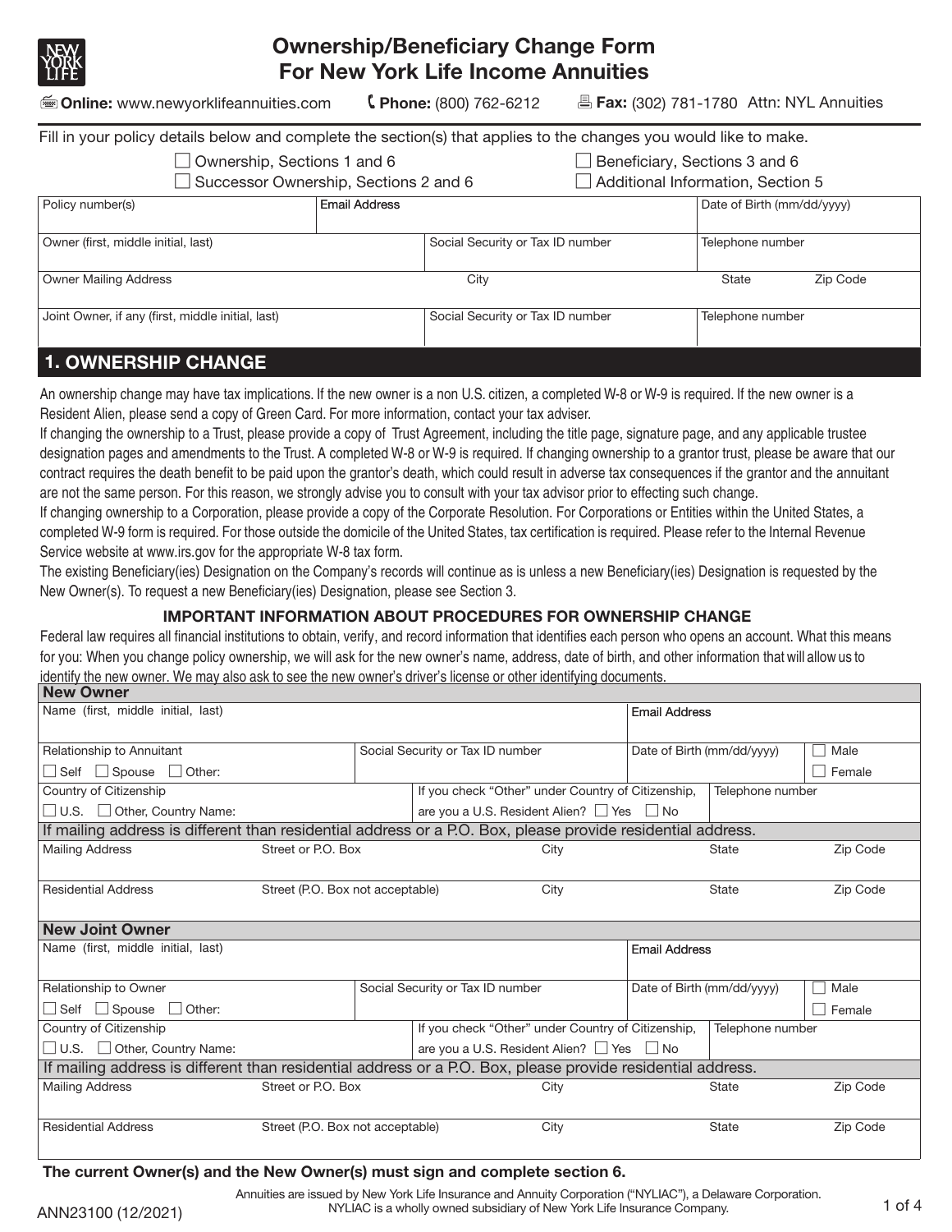# Ownership/Beneficiary Change Form For New York Life Income Annuities

**Online:** www.newyorklifeannuities.com **Phone:** (800) 762-6212 **Fax:** (302) 781-1780 Attn: NYL Annuities

Fill in your policy details below and complete the section(s) that applies to the changes you would like to make.

- ☐ Ownership, Sections 1 and 6
- ☐ Successor Ownership, Sections 2 and 6
- ☐ Beneficiary, Sections 3 and 6
- ☐ Additional Information, Section 5

| Policy number(s) | Email Address | | Date of Birth (mm/dd/yyyy) |
|---|---|---|---|
| Owner (first, middle initial, last) | Social Security or Tax ID number | | Telephone number |
| Owner Mailing Address | City | State | Zip Code |
| Joint Owner, if any (first, middle initial, last) | Social Security or Tax ID number | | Telephone number |

## 1. OWNERSHIP CHANGE

An ownership change may have tax implications. If the new owner is a non U.S. citizen, a completed W-8 or W-9 is required. If the new owner is a Resident Alien, please send a copy of Green Card. For more information, contact your tax adviser.

If changing the ownership to a Trust, please provide a copy of Trust Agreement, including the title page, signature page, and any applicable trustee designation pages and amendments to the Trust. A completed W-8 or W-9 is required. If changing ownership to a grantor trust, please be aware that our contract requires the death benefit to be paid upon the grantor's death, which could result in adverse tax consequences if the grantor and the annuitant are not the same person. For this reason, we strongly advise you to consult with your tax advisor prior to effecting such change.

If changing ownership to a Corporation, please provide a copy of the Corporate Resolution. For Corporations or Entities within the United States, a completed W-9 form is required. For those outside the domicile of the United States, tax certification is required. Please refer to the Internal Revenue Service website at www.irs.gov for the appropriate W-8 tax form.

The existing Beneficiary(ies) Designation on the Company's records will continue as is unless a new Beneficiary(ies) Designation is requested by the New Owner(s). To request a new Beneficiary(ies) Designation, please see Section 3.

### IMPORTANT INFORMATION ABOUT PROCEDURES FOR OWNERSHIP CHANGE

Federal law requires all financial institutions to obtain, verify, and record information that identifies each person who opens an account. What this means for you: When you change policy ownership, we will ask for the new owner's name, address, date of birth, and other information that will allow us to identify the new owner. We may also ask to see the new owner's driver's license or other identifying documents.

**New Owner**

| Name (first, middle initial, last) | | Email Address | |
|---|---|---|---|
| Relationship to Annuitant<br>☐ Self ☐ Spouse ☐ Other: | Social Security or Tax ID number | Date of Birth (mm/dd/yyyy) | ☐ Male<br>☐ Female |
| Country of Citizenship<br>☐ U.S. ☐ Other, Country Name: | If you check "Other" under Country of Citizenship, are you a U.S. Resident Alien? ☐ Yes ☐ No | Telephone number | |

If mailing address is different than residential address or a P.O. Box, please provide residential address.

| Mailing Address | Street or P.O. Box | City | State | Zip Code |
|---|---|---|---|---|
| Residential Address | Street (P.O. Box not acceptable) | City | State | Zip Code |

**New Joint Owner**

| Name (first, middle initial, last) | | Email Address | |
|---|---|---|---|
| Relationship to Owner<br>☐ Self ☐ Spouse ☐ Other: | Social Security or Tax ID number | Date of Birth (mm/dd/yyyy) | ☐ Male<br>☐ Female |
| Country of Citizenship<br>☐ U.S. ☐ Other, Country Name: | If you check "Other" under Country of Citizenship, are you a U.S. Resident Alien? ☐ Yes ☐ No | Telephone number | |

If mailing address is different than residential address or a P.O. Box, please provide residential address.

| Mailing Address | Street or P.O. Box | City | State | Zip Code |
|---|---|---|---|---|
| Residential Address | Street (P.O. Box not acceptable) | City | State | Zip Code |

**The current Owner(s) and the New Owner(s) must sign and complete section 6.**

Annuities are issued by New York Life Insurance and Annuity Corporation ("NYLIAC"), a Delaware Corporation. NYLIAC is a wholly owned subsidiary of New York Life Insurance Company.

ANN23100 (12/2021)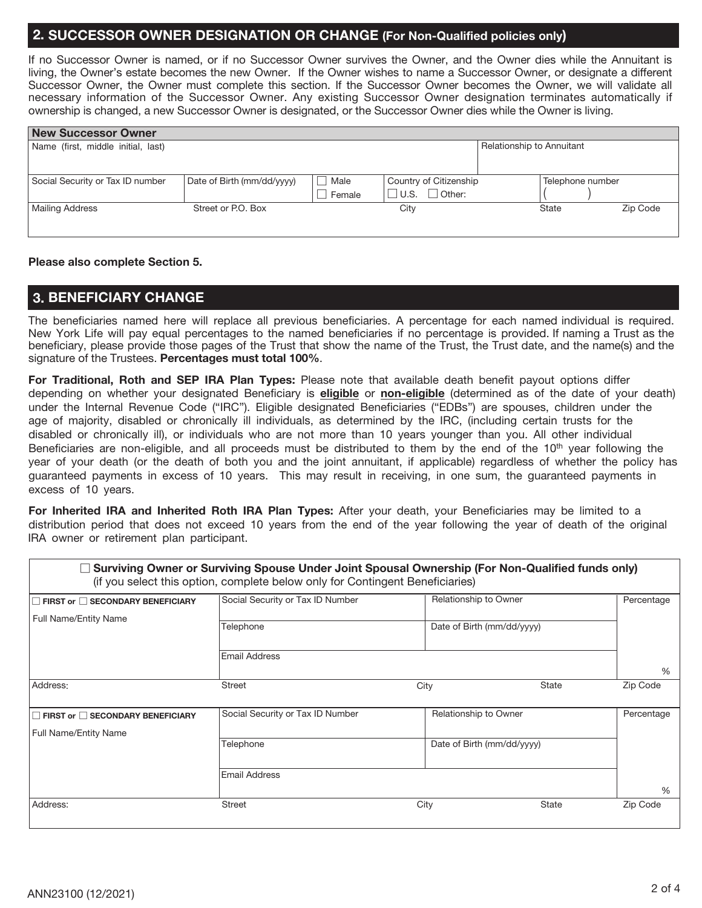## 2. SUCCESSOR OWNER DESIGNATION OR CHANGE (For Non-Qualified policies only)

If no Successor Owner is named, or if no Successor Owner survives the Owner, and the Owner dies while the Annuitant is living, the Owner's estate becomes the new Owner. If the Owner wishes to name a Successor Owner, or designate a different Successor Owner, the Owner must complete this section. If the Successor Owner becomes the Owner, we will validate all necessary information of the Successor Owner. Any existing Successor Owner designation terminates automatically if ownership is changed, a new Successor Owner is designated, or the Successor Owner dies while the Owner is living.

| **New Successor Owner** | | | | | |
|---|---|---|---|---|---|
| Name (first, middle initial, last) | | | | Relationship to Annuitant | |
| Social Security or Tax ID number | Date of Birth (mm/dd/yyyy) | ☐ Male ☐ Female | Country of Citizenship ☐ U.S. ☐ Other: | Telephone number ( ) | |
| Mailing Address | Street or P.O. Box | | City | State | Zip Code |

**Please also complete Section 5.**

## 3. BENEFICIARY CHANGE

The beneficiaries named here will replace all previous beneficiaries. A percentage for each named individual is required. New York Life will pay equal percentages to the named beneficiaries if no percentage is provided. If naming a Trust as the beneficiary, please provide those pages of the Trust that show the name of the Trust, the Trust date, and the name(s) and the signature of the Trustees. **Percentages must total 100%**.

**For Traditional, Roth and SEP IRA Plan Types:** Please note that available death benefit payout options differ depending on whether your designated Beneficiary is **eligible** or **non-eligible** (determined as of the date of your death) under the Internal Revenue Code ("IRC"). Eligible designated Beneficiaries ("EDBs") are spouses, children under the age of majority, disabled or chronically ill individuals, as determined by the IRC, (including certain trusts for the disabled or chronically ill), or individuals who are not more than 10 years younger than you. All other individual Beneficiaries are non-eligible, and all proceeds must be distributed to them by the end of the 10th year following the year of your death (or the death of both you and the joint annuitant, if applicable) regardless of whether the policy has guaranteed payments in excess of 10 years. This may result in receiving, in one sum, the guaranteed payments in excess of 10 years.

**For Inherited IRA and Inherited Roth IRA Plan Types:** After your death, your Beneficiaries may be limited to a distribution period that does not exceed 10 years from the end of the year following the year of death of the original IRA owner or retirement plan participant.

☐ **Surviving Owner or Surviving Spouse Under Joint Spousal Ownership (For Non-Qualified funds only)**
(if you select this option, complete below only for Contingent Beneficiaries)

| ☐ FIRST or ☐ SECONDARY BENEFICIARY | Social Security or Tax ID Number | Relationship to Owner | | Percentage |
|---|---|---|---|---|
| Full Name/Entity Name | Telephone | Date of Birth (mm/dd/yyyy) | | |
| | Email Address | | | % |
| Address: | Street | City | State | Zip Code |
| ☐ FIRST or ☐ SECONDARY BENEFICIARY | Social Security or Tax ID Number | Relationship to Owner | | Percentage |
| Full Name/Entity Name | Telephone | Date of Birth (mm/dd/yyyy) | | |
| | Email Address | | | % |
| Address: | Street | City | State | Zip Code |

ANN23100 (12/2021)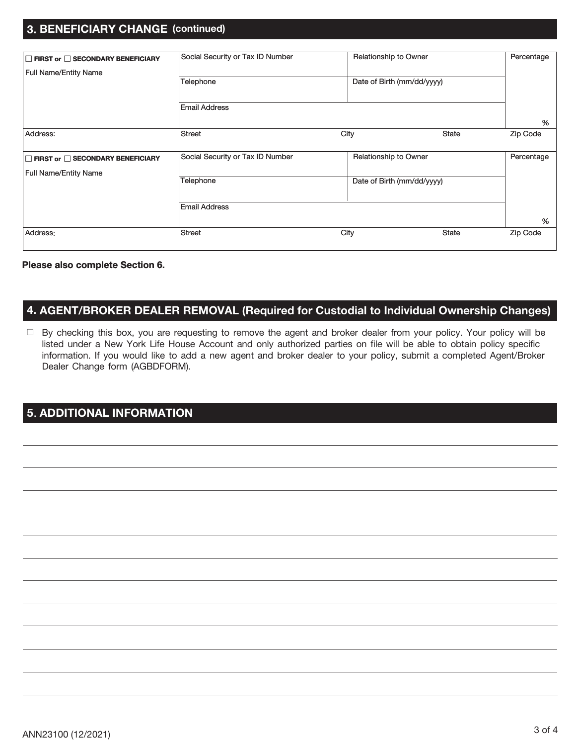## 3. BENEFICIARY CHANGE (continued)

| ☐ FIRST or ☐ SECONDARY BENEFICIARY<br>Full Name/Entity Name | Social Security or Tax ID Number | Relationship to Owner | | Percentage |
|---|---|---|---|---|
| | Telephone | Date of Birth (mm/dd/yyyy) | | |
| | Email Address | | | % |
| Address: | Street | City | State | Zip Code |

| ☐ FIRST or ☐ SECONDARY BENEFICIARY<br>Full Name/Entity Name | Social Security or Tax ID Number | Relationship to Owner | | Percentage |
|---|---|---|---|---|
| | Telephone | Date of Birth (mm/dd/yyyy) | | |
| | Email Address | | | % |
| Address: | Street | City | State | Zip Code |

**Please also complete Section 6.**

## 4. AGENT/BROKER DEALER REMOVAL (Required for Custodial to Individual Ownership Changes)

☐ By checking this box, you are requesting to remove the agent and broker dealer from your policy. Your policy will be listed under a New York Life House Account and only authorized parties on file will be able to obtain policy specific information. If you would like to add a new agent and broker dealer to your policy, submit a completed Agent/Broker Dealer Change form (AGBDFORM).

## 5. ADDITIONAL INFORMATION

ANN23100 (12/2021)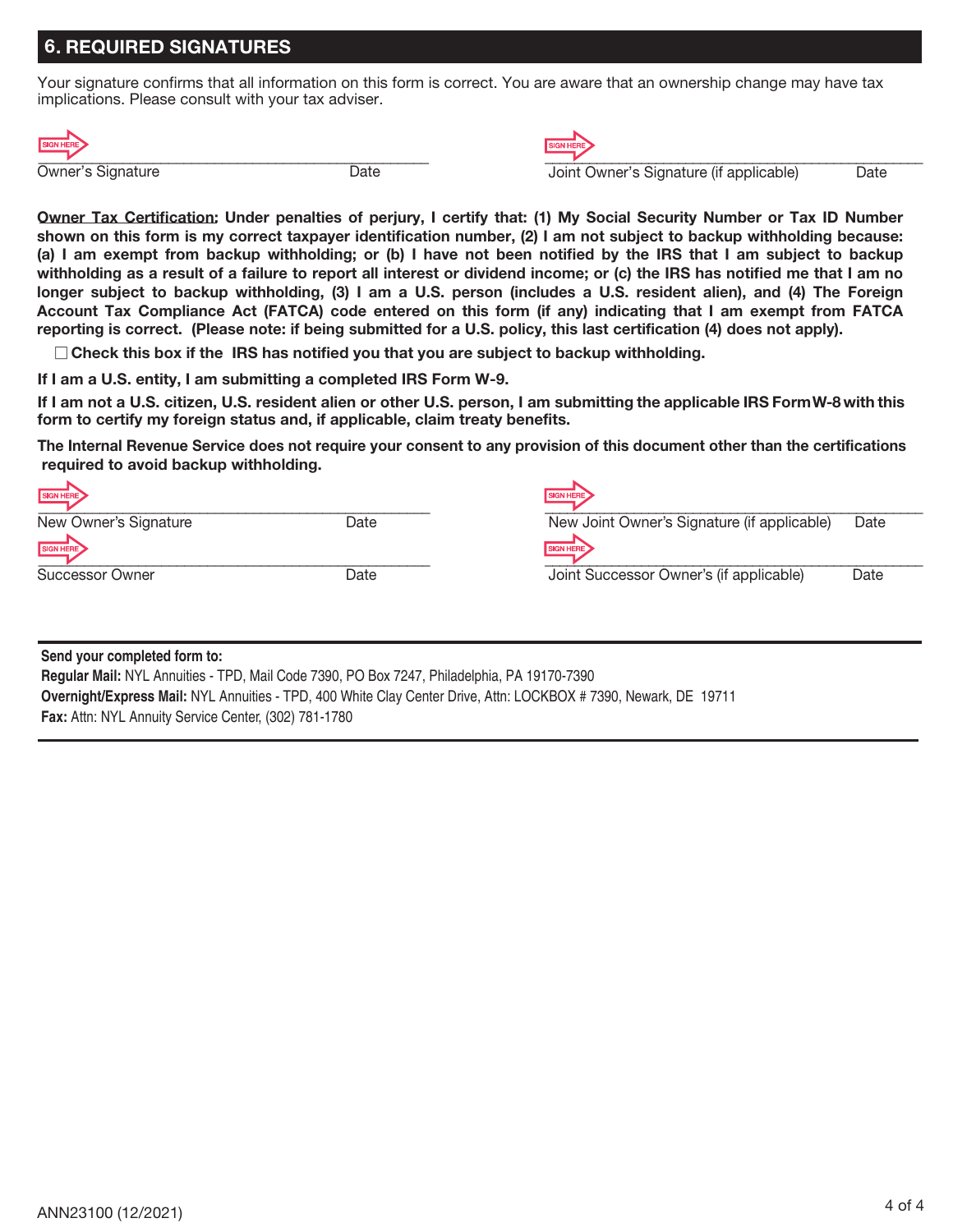## 6. REQUIRED SIGNATURES

Your signature confirms that all information on this form is correct. You are aware that an ownership change may have tax implications. Please consult with your tax adviser.

SIGN HERE ________________________________ Owner's Signature Date

SIGN HERE ________________________________ Joint Owner's Signature (if applicable) Date

**Owner Tax Certification: Under penalties of perjury, I certify that: (1) My Social Security Number or Tax ID Number shown on this form is my correct taxpayer identification number, (2) I am not subject to backup withholding because: (a) I am exempt from backup withholding; or (b) I have not been notified by the IRS that I am subject to backup withholding as a result of a failure to report all interest or dividend income; or (c) the IRS has notified me that I am no longer subject to backup withholding, (3) I am a U.S. person (includes a U.S. resident alien), and (4) The Foreign Account Tax Compliance Act (FATCA) code entered on this form (if any) indicating that I am exempt from FATCA reporting is correct. (Please note: if being submitted for a U.S. policy, this last certification (4) does not apply).**

☐ **Check this box if the IRS has notified you that you are subject to backup withholding.**

**If I am a U.S. entity, I am submitting a completed IRS Form W-9.**

**If I am not a U.S. citizen, U.S. resident alien or other U.S. person, I am submitting the applicable IRS Form W-8 with this form to certify my foreign status and, if applicable, claim treaty benefits.**

**The Internal Revenue Service does not require your consent to any provision of this document other than the certifications required to avoid backup withholding.**

SIGN HERE ________________________________ New Owner's Signature Date

SIGN HERE ________________________________ New Joint Owner's Signature (if applicable) Date

SIGN HERE ________________________________ Successor Owner Date

SIGN HERE ________________________________ Joint Successor Owner's (if applicable) Date

**Send your completed form to:**
**Regular Mail:** NYL Annuities - TPD, Mail Code 7390, PO Box 7247, Philadelphia, PA 19170-7390
**Overnight/Express Mail:** NYL Annuities - TPD, 400 White Clay Center Drive, Attn: LOCKBOX # 7390, Newark, DE 19711
**Fax:** Attn: NYL Annuity Service Center, (302) 781-1780

ANN23100 (12/2021)